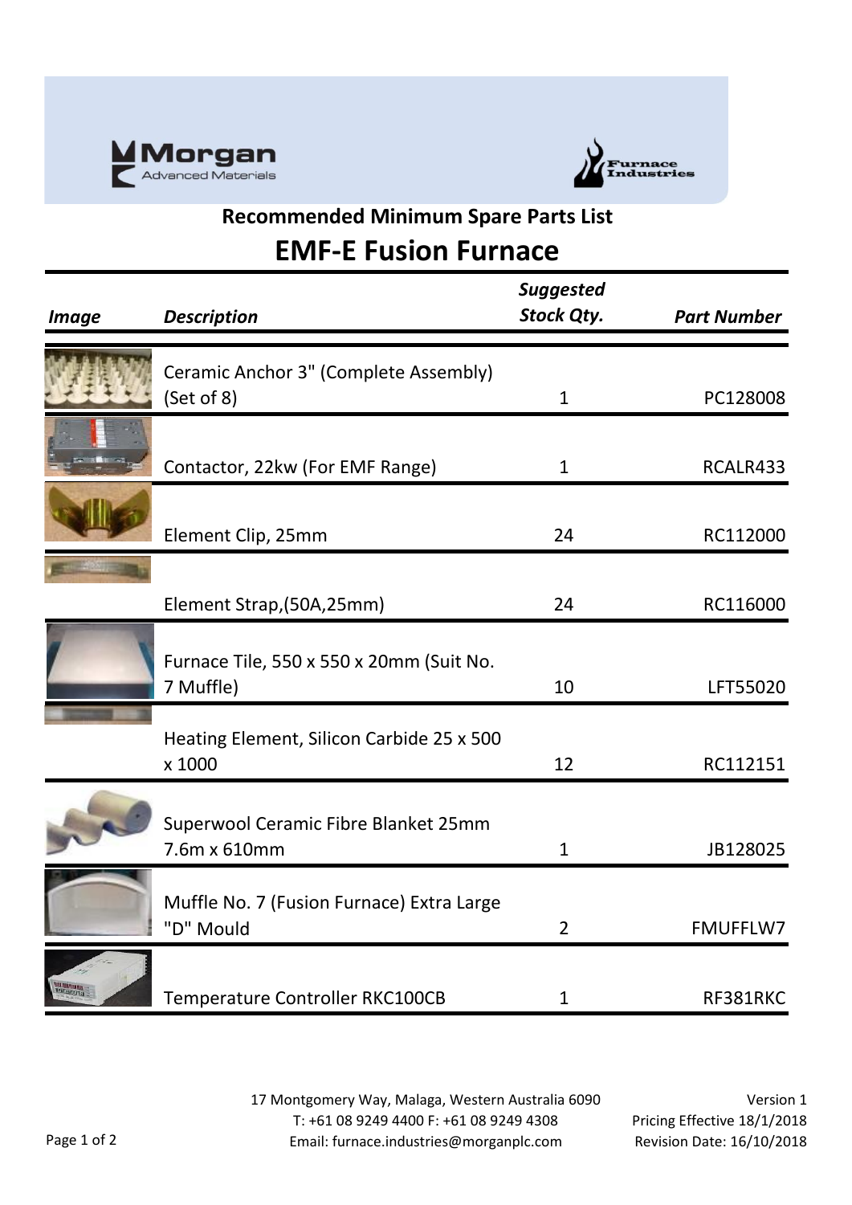Morgan Advanced Materials

Furnace Industries

## Recommended Minimum Spare Parts List

# EMF-E Fusion Furnace

| *Image* | *Description* | *Suggested Stock Qty.* | *Part Number* |
|---|---|---|---|
| | Ceramic Anchor 3" (Complete Assembly) (Set of 8) | 1 | PC128008 |
| | Contactor, 22kw (For EMF Range) | 1 | RCALR433 |
| | Element Clip, 25mm | 24 | RC112000 |
| | Element Strap,(50A,25mm) | 24 | RC116000 |
| | Furnace Tile, 550 x 550 x 20mm (Suit No. 7 Muffle) | 10 | LFT55020 |
| | Heating Element, Silicon Carbide 25 x 500 x 1000 | 12 | RC112151 |
| | Superwool Ceramic Fibre Blanket 25mm 7.6m x 610mm | 1 | JB128025 |
| | Muffle No. 7 (Fusion Furnace) Extra Large "D" Mould | 2 | FMUFFLW7 |
| | Temperature Controller RKC100CB | 1 | RF381RKC |

17 Montgomery Way, Malaga, Western Australia 6090
T: +61 08 9249 4400 F: +61 08 9249 4308
Email: furnace.industries@morganplc.com

Version 1
Pricing Effective 18/1/2018
Revision Date: 16/10/2018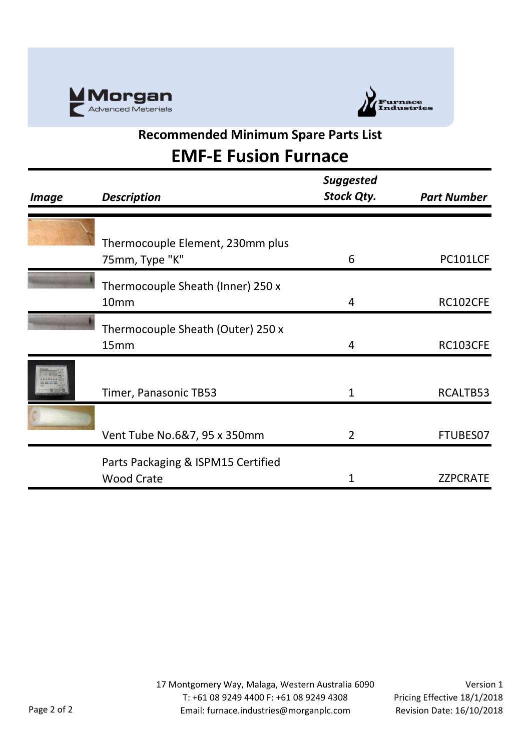Morgan Advanced Materials

Furnace Industries

## Recommended Minimum Spare Parts List

# EMF-E Fusion Furnace

| *Image* | *Description* | *Suggested Stock Qty.* | *Part Number* |
|---|---|---|---|
| | Thermocouple Element, 230mm plus 75mm, Type "K" | 6 | PC101LCF |
| | Thermocouple Sheath (Inner) 250 x 10mm | 4 | RC102CFE |
| | Thermocouple Sheath (Outer) 250 x 15mm | 4 | RC103CFE |
| | Timer, Panasonic TB53 | 1 | RCALTB53 |
| | Vent Tube No.6&7, 95 x 350mm | 2 | FTUBES07 |
| | Parts Packaging & ISPM15 Certified Wood Crate | 1 | ZZPCRATE |

17 Montgomery Way, Malaga, Western Australia 6090
T: +61 08 9249 4400 F: +61 08 9249 4308
Email: furnace.industries@morganplc.com

Version 1
Pricing Effective 18/1/2018
Revision Date: 16/10/2018